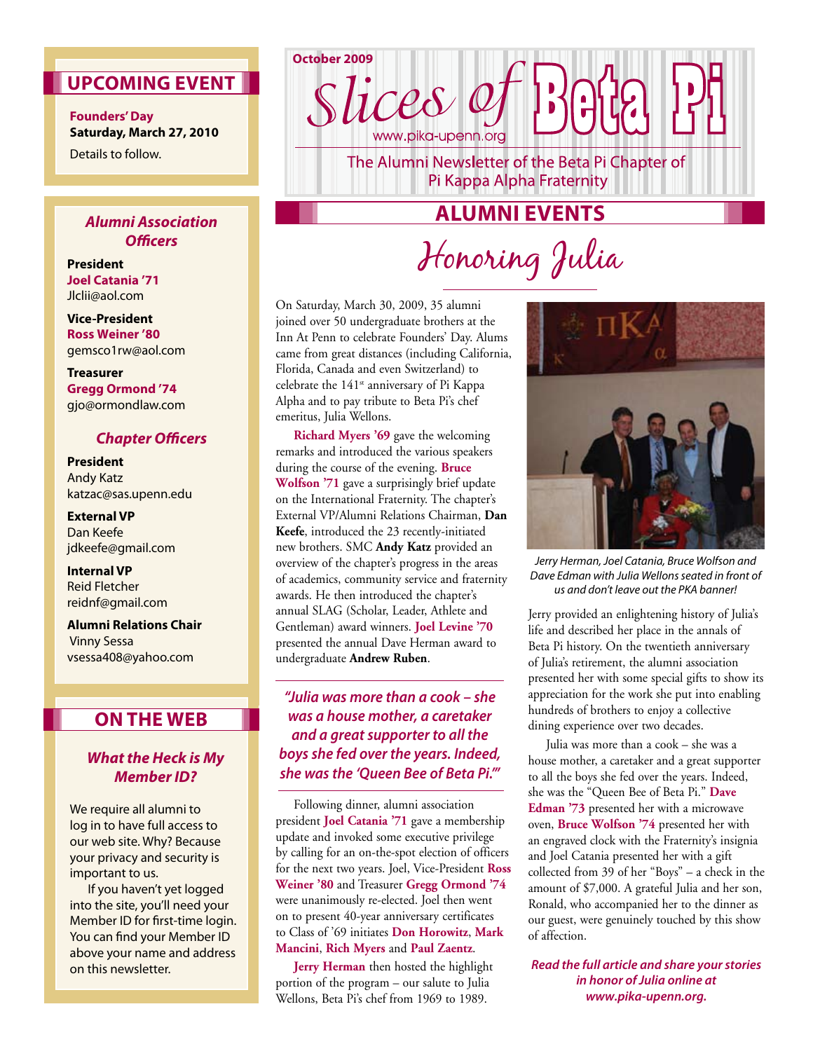October 2009

# Slices of Beta Pi

www.pika-upenn.org

The Alumni Newsletter of the Beta Pi Chapter of Pi Kappa Alpha Fraternity

## UPCOMING EVENT

**Founders' Day**
**Saturday, March 27, 2010**
Details to follow.

### *Alumni Association Officers*

**President**
**Joel Catania '71**
Jlclii@aol.com

**Vice-President**
**Ross Weiner '80**
gemsco1rw@aol.com

**Treasurer**
**Gregg Ormond '74**
gjo@ormondlaw.com

### *Chapter Officers*

**President**
Andy Katz
katzac@sas.upenn.edu

**External VP**
Dan Keefe
jdkeefe@gmail.com

**Internal VP**
Reid Fletcher
reidnf@gmail.com

**Alumni Relations Chair**
Vinny Sessa
vsessa408@yahoo.com

## ON THE WEB

### *What the Heck is My Member ID?*

We require all alumni to log in to have full access to our web site. Why? Because your privacy and security is important to us.

If you haven't yet logged into the site, you'll need your Member ID for first-time login. You can find your Member ID above your name and address on this newsletter.

## ALUMNI EVENTS

# Honoring Julia

On Saturday, March 30, 2009, 35 alumni joined over 50 undergraduate brothers at the Inn At Penn to celebrate Founders' Day. Alums came from great distances (including California, Florida, Canada and even Switzerland) to celebrate the 141st anniversary of Pi Kappa Alpha and to pay tribute to Beta Pi's chef emeritus, Julia Wellons.

**Richard Myers '69** gave the welcoming remarks and introduced the various speakers during the course of the evening. **Bruce Wolfson '71** gave a surprisingly brief update on the International Fraternity. The chapter's External VP/Alumni Relations Chairman, **Dan Keefe**, introduced the 23 recently-initiated new brothers. SMC **Andy Katz** provided an overview of the chapter's progress in the areas of academics, community service and fraternity awards. He then introduced the chapter's annual SLAG (Scholar, Leader, Athlete and Gentleman) award winners. **Joel Levine '70** presented the annual Dave Herman award to undergraduate **Andrew Ruben**.

> ***"Julia was more than a cook – she was a house mother, a caretaker and a great supporter to all the boys she fed over the years. Indeed, she was the 'Queen Bee of Beta Pi.'"***

Following dinner, alumni association president **Joel Catania '71** gave a membership update and invoked some executive privilege by calling for an on-the-spot election of officers for the next two years. Joel, Vice-President **Ross Weiner '80** and Treasurer **Gregg Ormond '74** were unanimously re-elected. Joel then went on to present 40-year anniversary certificates to Class of '69 initiates **Don Horowitz**, **Mark Mancini**, **Rich Myers** and **Paul Zaentz**.

**Jerry Herman** then hosted the highlight portion of the program – our salute to Julia Wellons, Beta Pi's chef from 1969 to 1989.

*Jerry Herman, Joel Catania, Bruce Wolfson and Dave Edman with Julia Wellons seated in front of us and don't leave out the PKA banner!*

Jerry provided an enlightening history of Julia's life and described her place in the annals of Beta Pi history. On the twentieth anniversary of Julia's retirement, the alumni association presented her with some special gifts to show its appreciation for the work she put into enabling hundreds of brothers to enjoy a collective dining experience over two decades.

Julia was more than a cook – she was a house mother, a caretaker and a great supporter to all the boys she fed over the years. Indeed, she was the "Queen Bee of Beta Pi." **Dave Edman '73** presented her with a microwave oven, **Bruce Wolfson '74** presented her with an engraved clock with the Fraternity's insignia and Joel Catania presented her with a gift collected from 39 of her "Boys" – a check in the amount of $7,000. A grateful Julia and her son, Ronald, who accompanied her to the dinner as our guest, were genuinely touched by this show of affection.

***Read the full article and share your stories in honor of Julia online at www.pika-upenn.org.***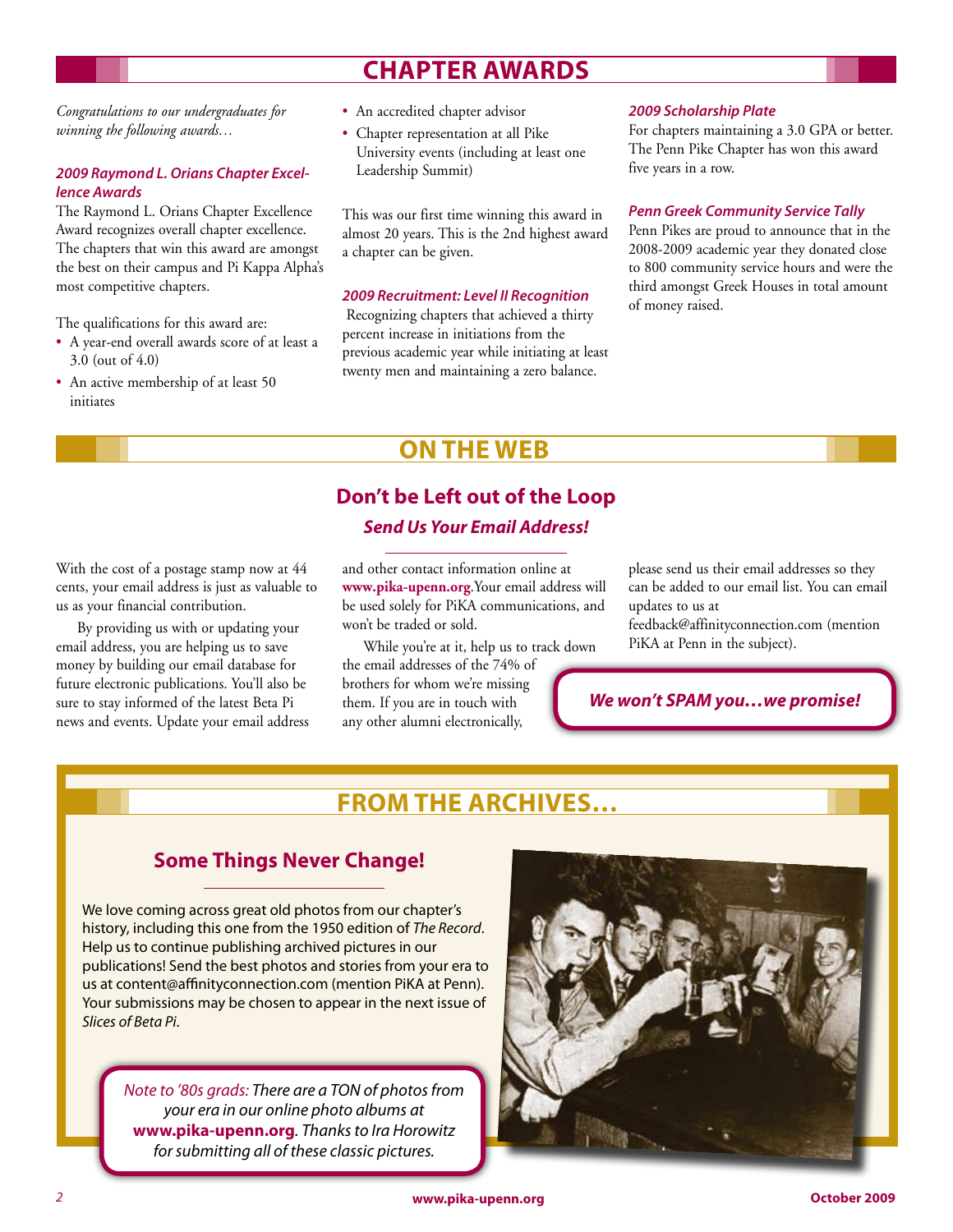# CHAPTER AWARDS

*Congratulations to our undergraduates for winning the following awards…*

### *2009 Raymond L. Orians Chapter Excellence Awards*

The Raymond L. Orians Chapter Excellence Award recognizes overall chapter excellence. The chapters that win this award are amongst the best on their campus and Pi Kappa Alpha's most competitive chapters.

The qualifications for this award are:

- A year-end overall awards score of at least a 3.0 (out of 4.0)
- An active membership of at least 50 initiates
- An accredited chapter advisor
- Chapter representation at all Pike University events (including at least one Leadership Summit)

This was our first time winning this award in almost 20 years. This is the 2nd highest award a chapter can be given.

### *2009 Recruitment: Level II Recognition*

Recognizing chapters that achieved a thirty percent increase in initiations from the previous academic year while initiating at least twenty men and maintaining a zero balance.

### *2009 Scholarship Plate*

For chapters maintaining a 3.0 GPA or better. The Penn Pike Chapter has won this award five years in a row.

### *Penn Greek Community Service Tally*

Penn Pikes are proud to announce that in the 2008-2009 academic year they donated close to 800 community service hours and were the third amongst Greek Houses in total amount of money raised.

# ON THE WEB

## Don't be Left out of the Loop

### *Send Us Your Email Address!*

With the cost of a postage stamp now at 44 cents, your email address is just as valuable to us as your financial contribution.

By providing us with or updating your email address, you are helping us to save money by building our email database for future electronic publications. You'll also be sure to stay informed of the latest Beta Pi news and events. Update your email address and other contact information online at **www.pika-upenn.org**. Your email address will be used solely for PiKA communications, and won't be traded or sold.

While you're at it, help us to track down the email addresses of the 74% of brothers for whom we're missing them. If you are in touch with any other alumni electronically, please send us their email addresses so they can be added to our email list. You can email updates to us at feedback@affinityconnection.com (mention PiKA at Penn in the subject).

***We won't SPAM you…we promise!***

# FROM THE ARCHIVES…

## Some Things Never Change!

We love coming across great old photos from our chapter's history, including this one from the 1950 edition of *The Record*. Help us to continue publishing archived pictures in our publications! Send the best photos and stories from your era to us at content@affinityconnection.com (mention PiKA at Penn). Your submissions may be chosen to appear in the next issue of *Slices of Beta Pi*.

*Note to '80s grads: There are a TON of photos from your era in our online photo albums at* **www.pika-upenn.org**. *Thanks to Ira Horowitz for submitting all of these classic pictures.*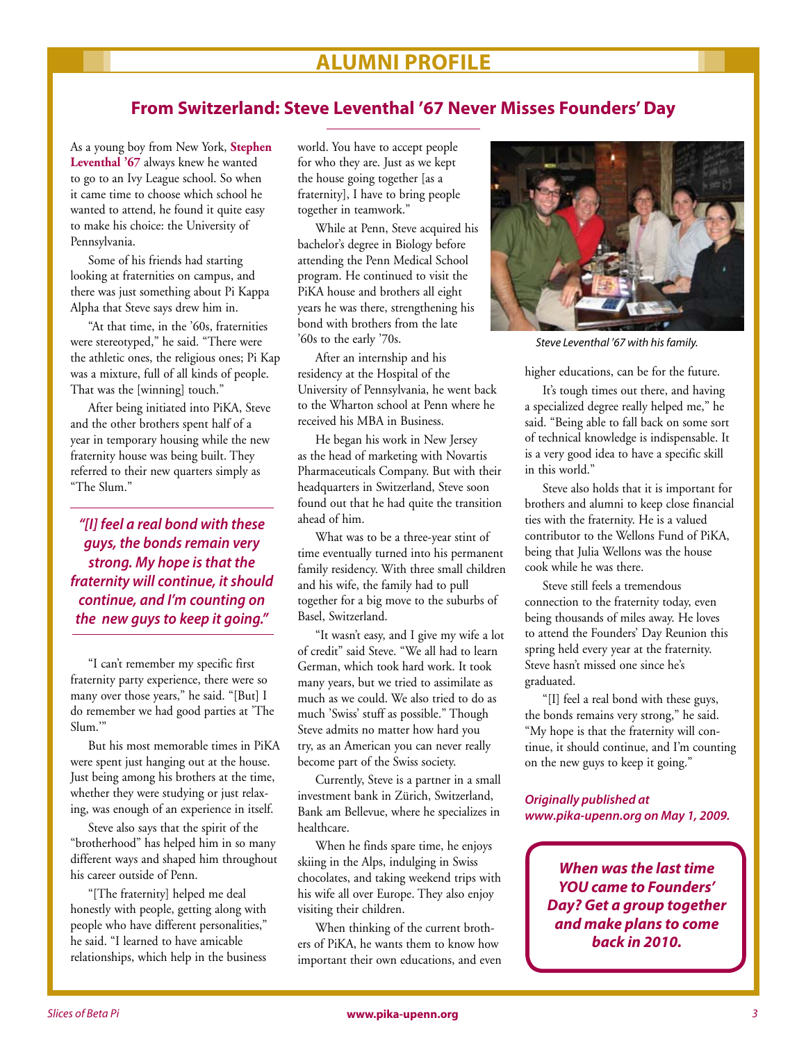# ALUMNI PROFILE

## From Switzerland: Steve Leventhal '67 Never Misses Founders' Day

As a young boy from New York, **Stephen Leventhal '67** always knew he wanted to go to an Ivy League school. So when it came time to choose which school he wanted to attend, he found it quite easy to make his choice: the University of Pennsylvania.

Some of his friends had starting looking at fraternities on campus, and there was just something about Pi Kappa Alpha that Steve says drew him in.

"At that time, in the '60s, fraternities were stereotyped," he said. "There were the athletic ones, the religious ones; Pi Kap was a mixture, full of all kinds of people. That was the [winning] touch."

After being initiated into PiKA, Steve and the other brothers spent half of a year in temporary housing while the new fraternity house was being built. They referred to their new quarters simply as "The Slum."

> ***"[I] feel a real bond with these guys, the bonds remain very strong. My hope is that the fraternity will continue, it should continue, and I'm counting on the new guys to keep it going."***

"I can't remember my specific first fraternity party experience, there were so many over those years," he said. "[But] I do remember we had good parties at 'The Slum.'"

But his most memorable times in PiKA were spent just hanging out at the house. Just being among his brothers at the time, whether they were studying or just relaxing, was enough of an experience in itself.

Steve also says that the spirit of the "brotherhood" has helped him in so many different ways and shaped him throughout his career outside of Penn.

"[The fraternity] helped me deal honestly with people, getting along with people who have different personalities," he said. "I learned to have amicable relationships, which help in the business world. You have to accept people for who they are. Just as we kept the house going together [as a fraternity], I have to bring people together in teamwork."

While at Penn, Steve acquired his bachelor's degree in Biology before attending the Penn Medical School program. He continued to visit the PiKA house and brothers all eight years he was there, strengthening his bond with brothers from the late '60s to the early '70s.

After an internship and his residency at the Hospital of the University of Pennsylvania, he went back to the Wharton school at Penn where he received his MBA in Business.

He began his work in New Jersey as the head of marketing with Novartis Pharmaceuticals Company. But with their headquarters in Switzerland, Steve soon found out that he had quite the transition ahead of him.

What was to be a three-year stint of time eventually turned into his permanent family residency. With three small children and his wife, the family had to pull together for a big move to the suburbs of Basel, Switzerland.

"It wasn't easy, and I give my wife a lot of credit" said Steve. "We all had to learn German, which took hard work. It took many years, but we tried to assimilate as much as we could. We also tried to do as much 'Swiss' stuff as possible." Though Steve admits no matter how hard you try, as an American you can never really become part of the Swiss society.

Currently, Steve is a partner in a small investment bank in Zürich, Switzerland, Bank am Bellevue, where he specializes in healthcare.

When he finds spare time, he enjoys skiing in the Alps, indulging in Swiss chocolates, and taking weekend trips with his wife all over Europe. They also enjoy visiting their children.

When thinking of the current brothers of PiKA, he wants them to know how important their own educations, and even higher educations, can be for the future.

*Steve Leventhal '67 with his family.*

It's tough times out there, and having a specialized degree really helped me," he said. "Being able to fall back on some sort of technical knowledge is indispensable. It is a very good idea to have a specific skill in this world."

Steve also holds that it is important for brothers and alumni to keep close financial ties with the fraternity. He is a valued contributor to the Wellons Fund of PiKA, being that Julia Wellons was the house cook while he was there.

Steve still feels a tremendous connection to the fraternity today, even being thousands of miles away. He loves to attend the Founders' Day Reunion this spring held every year at the fraternity. Steve hasn't missed one since he's graduated.

"[I] feel a real bond with these guys, the bonds remains very strong," he said. "My hope is that the fraternity will continue, it should continue, and I'm counting on the new guys to keep it going."

***Originally published at www.pika-upenn.org on May 1, 2009.***

***When was the last time YOU came to Founders' Day? Get a group together and make plans to come back in 2010.***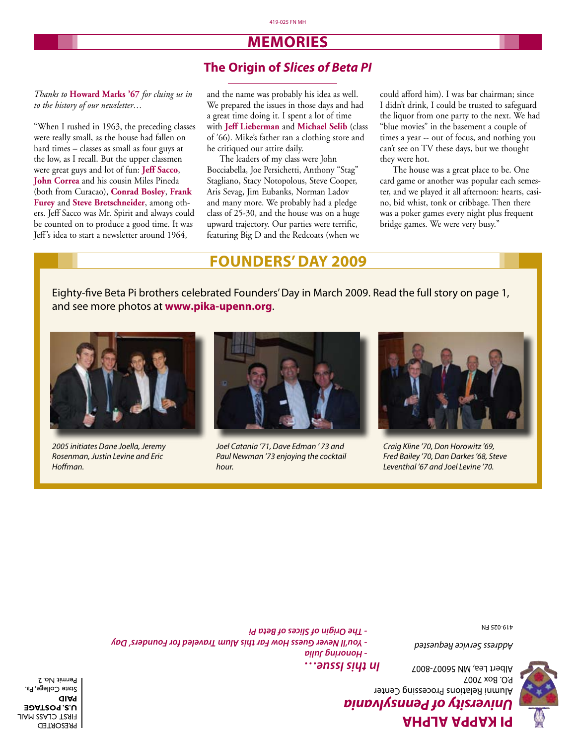# MEMORIES

## The Origin of *Slices of Beta PI*

*Thanks to* **Howard Marks '67** *for cluing us in to the history of our newsletter…*

"When I rushed in 1963, the preceding classes were really small, as the house had fallen on hard times – classes as small as four guys at the low, as I recall. But the upper classmen were great guys and lot of fun: **Jeff Sacco**, **John Correa** and his cousin Miles Pineda (both from Curacao), **Conrad Bosley**, **Frank Furey** and **Steve Bretschneider**, among others. Jeff Sacco was Mr. Spirit and always could be counted on to produce a good time. It was Jeff's idea to start a newsletter around 1964, and the name was probably his idea as well. We prepared the issues in those days and had a great time doing it. I spent a lot of time with **Jeff Lieberman** and **Michael Selib** (class of '66). Mike's father ran a clothing store and he critiqued our attire daily.

The leaders of my class were John Bocciabella, Joe Persichetti, Anthony "Stag" Stagliano, Stacy Notopolous, Steve Cooper, Aris Sevag, Jim Eubanks, Norman Ladov and many more. We probably had a pledge class of 25-30, and the house was on a huge upward trajectory. Our parties were terrific, featuring Big D and the Redcoats (when we could afford him). I was bar chairman; since I didn't drink, I could be trusted to safeguard the liquor from one party to the next. We had "blue movies" in the basement a couple of times a year -- out of focus, and nothing you can't see on TV these days, but we thought they were hot.

The house was a great place to be. One card game or another was popular each semester, and we played it all afternoon: hearts, casino, bid whist, tonk or cribbage. Then there was a poker games every night plus frequent bridge games. We were very busy."

# FOUNDERS' DAY 2009

Eighty-five Beta Pi brothers celebrated Founders' Day in March 2009. Read the full story on page 1, and see more photos at **www.pika-upenn.org**.

*2005 initiates Dane Joella, Jeremy Rosenman, Justin Levine and Eric Hoffman.*

*Joel Catania '71, Dave Edman ' 73 and Paul Newman '73 enjoying the cocktail hour.*

*Craig Kline '70, Don Horowitz '69, Fred Bailey '70, Dan Darkes '68, Steve Leventhal '67 and Joel Levine '70.*

**PI KAPPA ALPHA**
***University of Pennsylvania***
Alumni Relations Processing Center
P.O. Box 7007
Albert Lea, MN 56007-8007

*Address Service Requested*

419-025 FN

***In this issue…***
***- Honoring Julia***
***- You'll Never Guess How Far this Alum Traveled for Founders' Day***
***- The Origin of Slices of Beta Pi***

PRESORTED
FIRST CLASS MAIL
**U.S. POSTAGE**
**PAID**
State College, Pa.
Permit No. 2